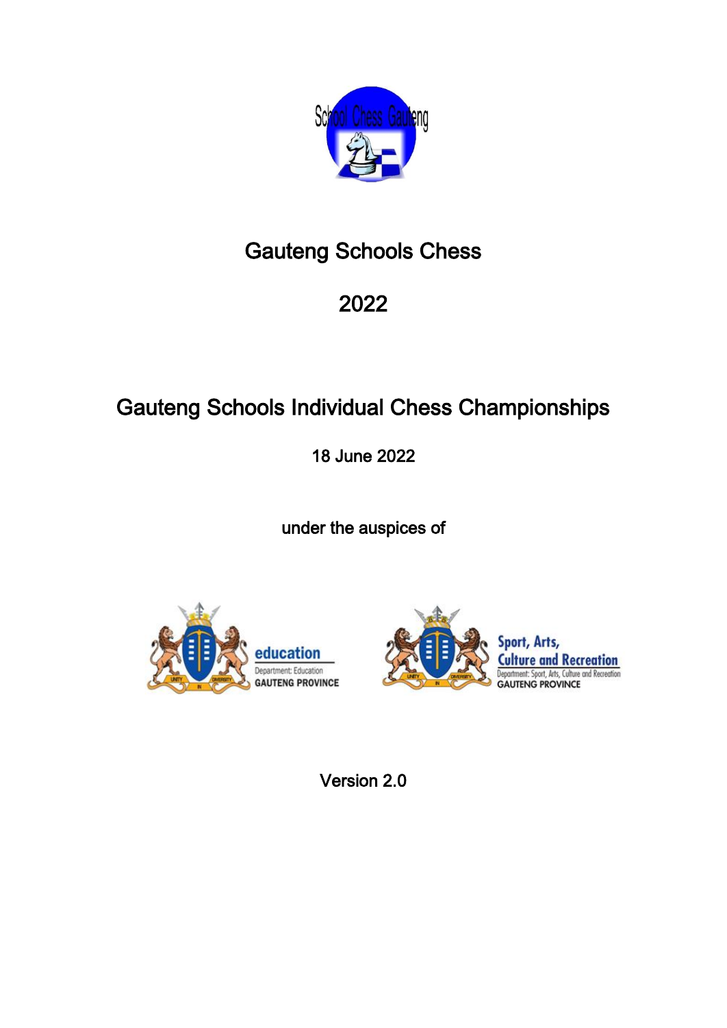# Gauteng Schools Chess

# 2022

## Gauteng Schools Individual Chess Championships

18 June 2022

under the auspices of

Version 2.0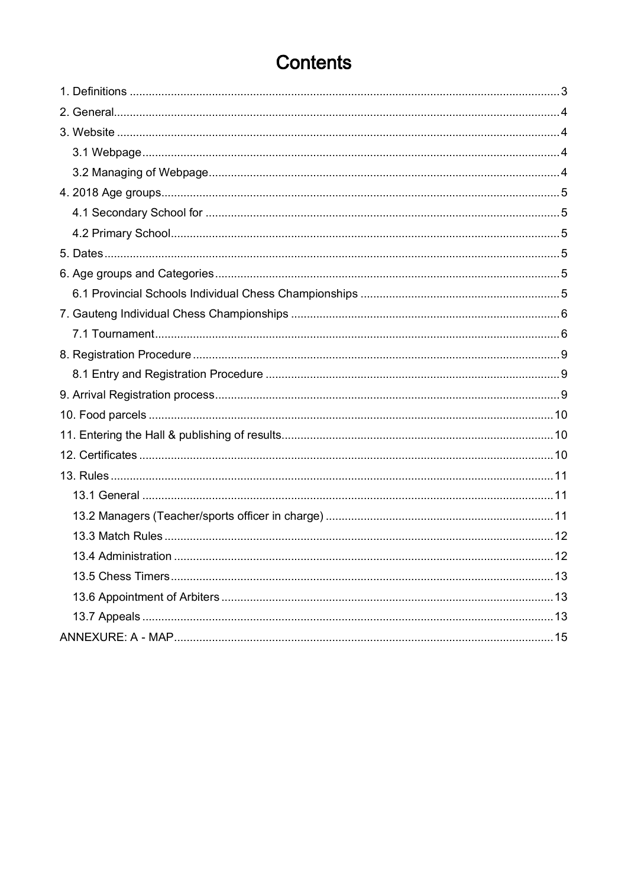# Contents

1. Definitions ..... 3
2. General ..... 4
3. Website ..... 4
   - 3.1 Webpage ..... 4
   - 3.2 Managing of Webpage ..... 4
4. 2018 Age groups ..... 5
   - 4.1 Secondary School for ..... 5
   - 4.2 Primary School ..... 5
5. Dates ..... 5
6. Age groups and Categories ..... 5
   - 6.1 Provincial Schools Individual Chess Championships ..... 5
7. Gauteng Individual Chess Championships ..... 6
   - 7.1 Tournament ..... 6
8. Registration Procedure ..... 9
   - 8.1 Entry and Registration Procedure ..... 9
9. Arrival Registration process ..... 9
10. Food parcels ..... 10
11. Entering the Hall & publishing of results ..... 10
12. Certificates ..... 10
13. Rules ..... 11
    - 13.1 General ..... 11
    - 13.2 Managers (Teacher/sports officer in charge) ..... 11
    - 13.3 Match Rules ..... 12
    - 13.4 Administration ..... 12
    - 13.5 Chess Timers ..... 13
    - 13.6 Appointment of Arbiters ..... 13
    - 13.7 Appeals ..... 13

ANNEXURE: A - MAP ..... 15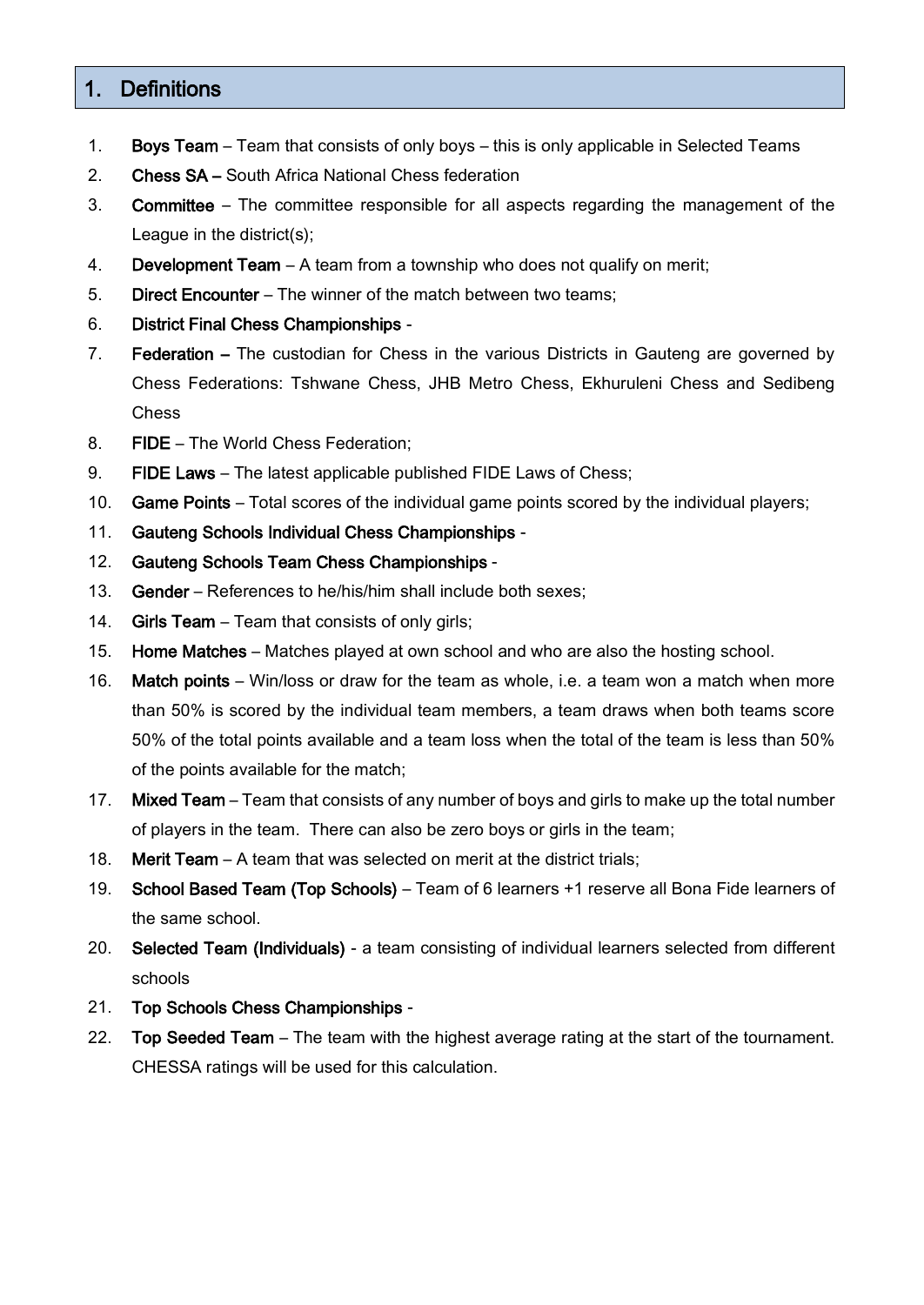## 1. Definitions

1. **Boys Team** – Team that consists of only boys – this is only applicable in Selected Teams
2. **Chess SA –** South Africa National Chess federation
3. **Committee** – The committee responsible for all aspects regarding the management of the League in the district(s);
4. **Development Team** – A team from a township who does not qualify on merit;
5. **Direct Encounter** – The winner of the match between two teams;
6. **District Final Chess Championships** -
7. **Federation –** The custodian for Chess in the various Districts in Gauteng are governed by Chess Federations: Tshwane Chess, JHB Metro Chess, Ekhuruleni Chess and Sedibeng Chess
8. **FIDE** – The World Chess Federation;
9. **FIDE Laws** – The latest applicable published FIDE Laws of Chess;
10. **Game Points** – Total scores of the individual game points scored by the individual players;
11. **Gauteng Schools Individual Chess Championships** -
12. **Gauteng Schools Team Chess Championships** -
13. **Gender** – References to he/his/him shall include both sexes;
14. **Girls Team** – Team that consists of only girls;
15. **Home Matches** – Matches played at own school and who are also the hosting school.
16. **Match points** – Win/loss or draw for the team as whole, i.e. a team won a match when more than 50% is scored by the individual team members, a team draws when both teams score 50% of the total points available and a team loss when the total of the team is less than 50% of the points available for the match;
17. **Mixed Team** – Team that consists of any number of boys and girls to make up the total number of players in the team. There can also be zero boys or girls in the team;
18. **Merit Team** – A team that was selected on merit at the district trials;
19. **School Based Team (Top Schools)** – Team of 6 learners +1 reserve all Bona Fide learners of the same school.
20. **Selected Team (Individuals)** - a team consisting of individual learners selected from different schools
21. **Top Schools Chess Championships** -
22. **Top Seeded Team** – The team with the highest average rating at the start of the tournament. CHESSA ratings will be used for this calculation.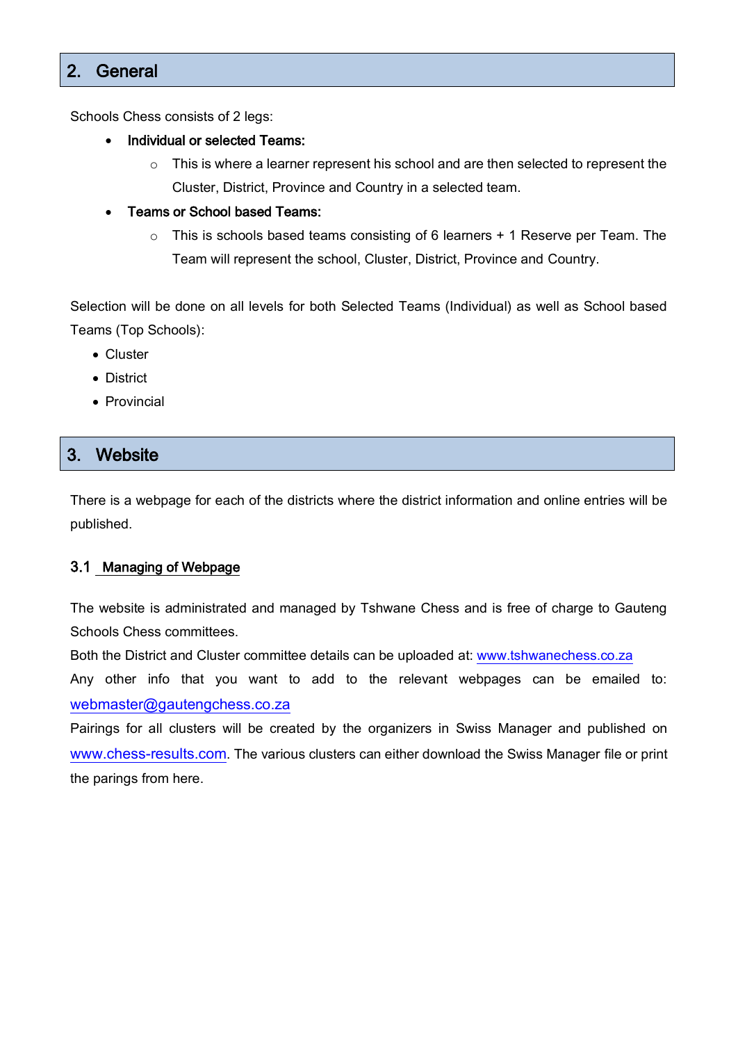## 2. General

Schools Chess consists of 2 legs:

- **Individual or selected Teams:**
    - This is where a learner represent his school and are then selected to represent the Cluster, District, Province and Country in a selected team.
- **Teams or School based Teams:**
    - This is schools based teams consisting of 6 learners + 1 Reserve per Team. The Team will represent the school, Cluster, District, Province and Country.

Selection will be done on all levels for both Selected Teams (Individual) as well as School based Teams (Top Schools):

- Cluster
- District
- Provincial

## 3. Website

There is a webpage for each of the districts where the district information and online entries will be published.

### 3.1 Managing of Webpage

The website is administrated and managed by Tshwane Chess and is free of charge to Gauteng Schools Chess committees.

Both the District and Cluster committee details can be uploaded at: www.tshwanechess.co.za

Any other info that you want to add to the relevant webpages can be emailed to: webmaster@gautengchess.co.za

Pairings for all clusters will be created by the organizers in Swiss Manager and published on www.chess-results.com. The various clusters can either download the Swiss Manager file or print the parings from here.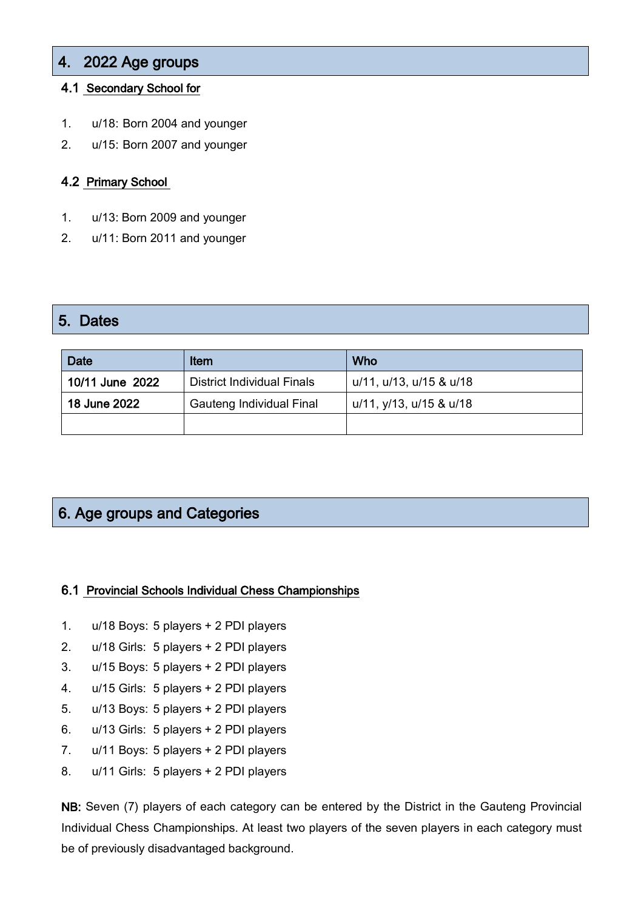## 4. 2022 Age groups

### 4.1 Secondary School for

1. u/18: Born 2004 and younger
2. u/15: Born 2007 and younger

### 4.2 Primary School

1. u/13: Born 2009 and younger
2. u/11: Born 2011 and younger

## 5. Dates

| Date | Item | Who |
|---|---|---|
| **10/11 June 2022** | District Individual Finals | u/11, u/13, u/15 & u/18 |
| **18 June 2022** | Gauteng Individual Final | u/11, y/13, u/15 & u/18 |
| | | |

## 6. Age groups and Categories

### 6.1 Provincial Schools Individual Chess Championships

1. u/18 Boys: 5 players + 2 PDI players
2. u/18 Girls: 5 players + 2 PDI players
3. u/15 Boys: 5 players + 2 PDI players
4. u/15 Girls: 5 players + 2 PDI players
5. u/13 Boys: 5 players + 2 PDI players
6. u/13 Girls: 5 players + 2 PDI players
7. u/11 Boys: 5 players + 2 PDI players
8. u/11 Girls: 5 players + 2 PDI players

**NB:** Seven (7) players of each category can be entered by the District in the Gauteng Provincial Individual Chess Championships. At least two players of the seven players in each category must be of previously disadvantaged background.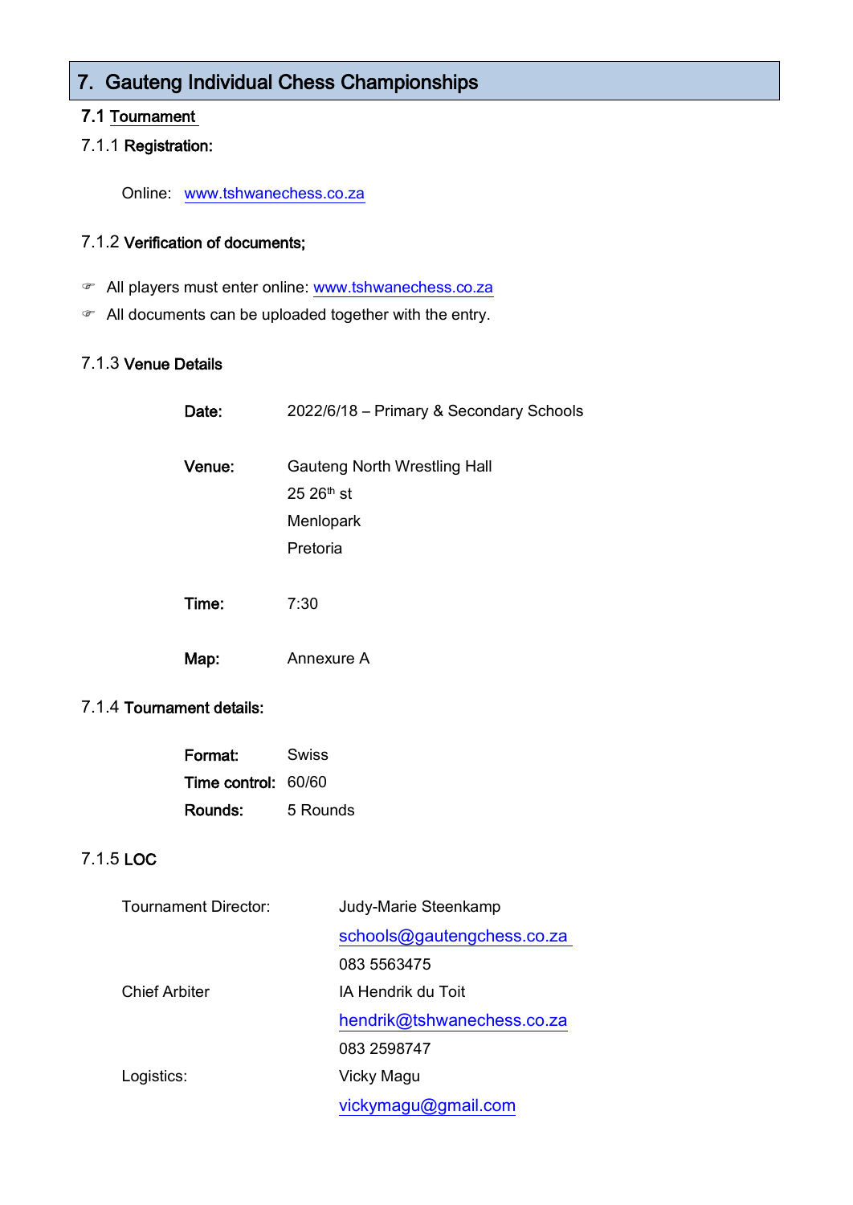# 7. Gauteng Individual Chess Championships

## 7.1 Tournament

### 7.1.1 Registration:

Online: www.tshwanechess.co.za

### 7.1.2 Verification of documents;

- All players must enter online: www.tshwanechess.co.za
- All documents can be uploaded together with the entry.

### 7.1.3 Venue Details

**Date:** 2022/6/18 – Primary & Secondary Schools

**Venue:** Gauteng North Wrestling Hall
25 26th st
Menlopark
Pretoria

**Time:** 7:30

**Map:** Annexure A

### 7.1.4 Tournament details:

**Format:** Swiss
**Time control:** 60/60
**Rounds:** 5 Rounds

### 7.1.5 LOC

Tournament Director: Judy-Marie Steenkamp
schools@gautengchess.co.za
083 5563475

Chief Arbiter: IA Hendrik du Toit
hendrik@tshwanechess.co.za
083 2598747

Logistics: Vicky Magu
vickymagu@gmail.com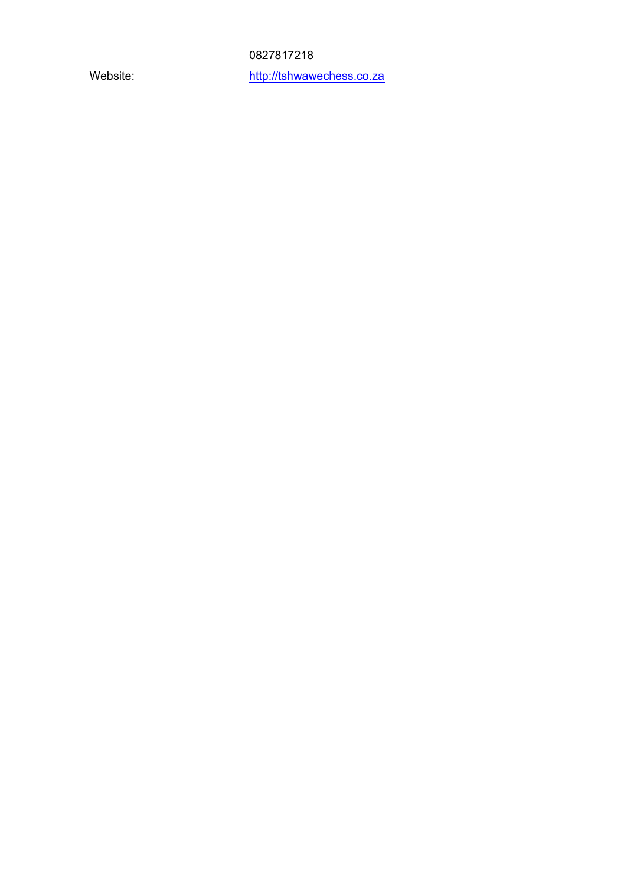| | |
|---|---|
| | 0827817218 |
| Website: | http://tshwawechess.co.za |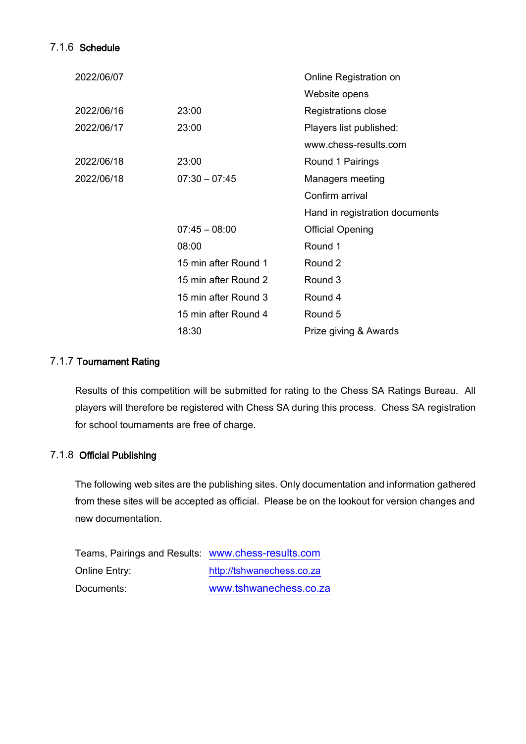#### 7.1.6 Schedule

| | | |
|---|---|---|
| 2022/06/07 | | Online Registration on Website opens |
| 2022/06/16 | 23:00 | Registrations close |
| 2022/06/17 | 23:00 | Players list published: www.chess-results.com |
| 2022/06/18 | 23:00 | Round 1 Pairings |
| 2022/06/18 | 07:30 – 07:45 | Managers meeting<br>Confirm arrival<br>Hand in registration documents |
| | 07:45 – 08:00 | Official Opening |
| | 08:00 | Round 1 |
| | 15 min after Round 1 | Round 2 |
| | 15 min after Round 2 | Round 3 |
| | 15 min after Round 3 | Round 4 |
| | 15 min after Round 4 | Round 5 |
| | 18:30 | Prize giving & Awards |

#### 7.1.7 Tournament Rating

Results of this competition will be submitted for rating to the Chess SA Ratings Bureau. All players will therefore be registered with Chess SA during this process. Chess SA registration for school tournaments are free of charge.

#### 7.1.8 Official Publishing

The following web sites are the publishing sites. Only documentation and information gathered from these sites will be accepted as official. Please be on the lookout for version changes and new documentation.

| | |
|---|---|
| Teams, Pairings and Results: | www.chess-results.com |
| Online Entry: | http://tshwanechess.co.za |
| Documents: | www.tshwanechess.co.za |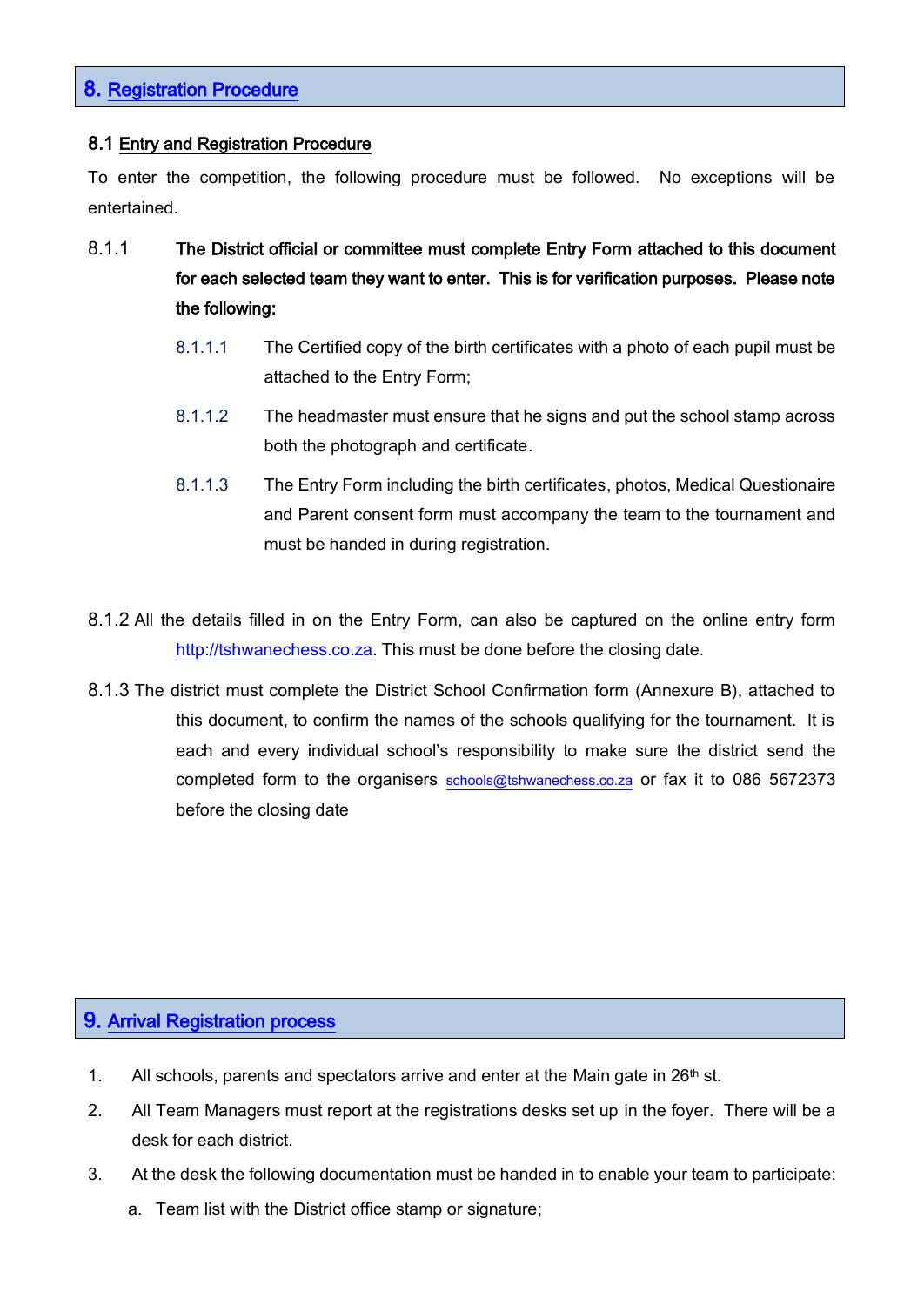## 8. Registration Procedure

### 8.1 Entry and Registration Procedure

To enter the competition, the following procedure must be followed. No exceptions will be entertained.

8.1.1 **The District official or committee must complete Entry Form attached to this document for each selected team they want to enter. This is for verification purposes. Please note the following:**

8.1.1.1 The Certified copy of the birth certificates with a photo of each pupil must be attached to the Entry Form;

8.1.1.2 The headmaster must ensure that he signs and put the school stamp across both the photograph and certificate.

8.1.1.3 The Entry Form including the birth certificates, photos, Medical Questionaire and Parent consent form must accompany the team to the tournament and must be handed in during registration.

8.1.2 All the details filled in on the Entry Form, can also be captured on the online entry form http://tshwanechess.co.za. This must be done before the closing date.

8.1.3 The district must complete the District School Confirmation form (Annexure B), attached to this document, to confirm the names of the schools qualifying for the tournament. It is each and every individual school's responsibility to make sure the district send the completed form to the organisers schools@tshwanechess.co.za or fax it to 086 5672373 before the closing date

## 9. Arrival Registration process

1. All schools, parents and spectators arrive and enter at the Main gate in 26th st.
2. All Team Managers must report at the registrations desks set up in the foyer. There will be a desk for each district.
3. At the desk the following documentation must be handed in to enable your team to participate:
   a. Team list with the District office stamp or signature;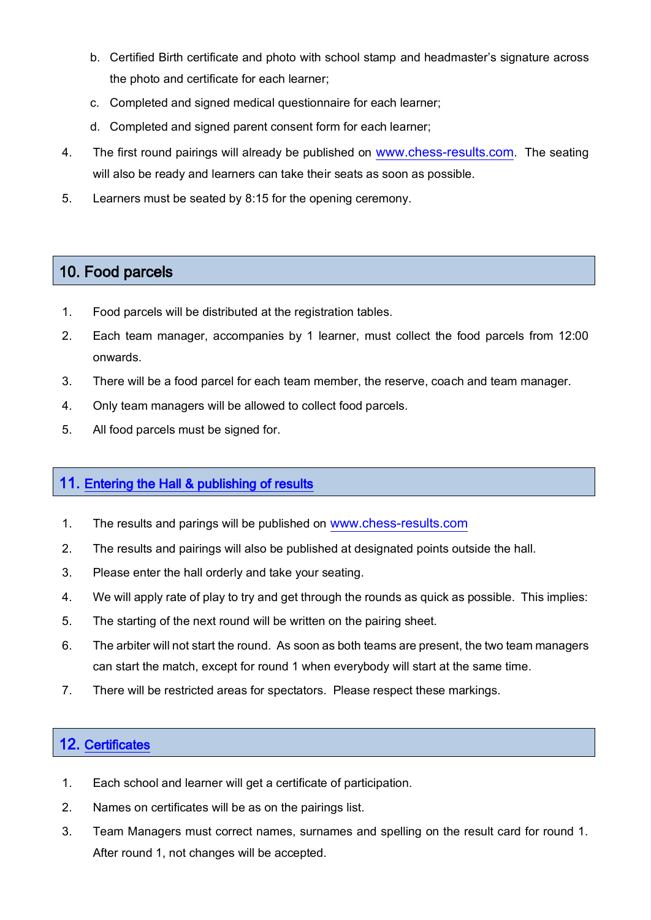b. Certified Birth certificate and photo with school stamp and headmaster's signature across the photo and certificate for each learner;
   c. Completed and signed medical questionnaire for each learner;
   d. Completed and signed parent consent form for each learner;
4. The first round pairings will already be published on www.chess-results.com. The seating will also be ready and learners can take their seats as soon as possible.
5. Learners must be seated by 8:15 for the opening ceremony.

## 10. Food parcels

1. Food parcels will be distributed at the registration tables.
2. Each team manager, accompanies by 1 learner, must collect the food parcels from 12:00 onwards.
3. There will be a food parcel for each team member, the reserve, coach and team manager.
4. Only team managers will be allowed to collect food parcels.
5. All food parcels must be signed for.

## 11. Entering the Hall & publishing of results

1. The results and parings will be published on www.chess-results.com
2. The results and pairings will also be published at designated points outside the hall.
3. Please enter the hall orderly and take your seating.
4. We will apply rate of play to try and get through the rounds as quick as possible. This implies:
5. The starting of the next round will be written on the pairing sheet.
6. The arbiter will not start the round. As soon as both teams are present, the two team managers can start the match, except for round 1 when everybody will start at the same time.
7. There will be restricted areas for spectators. Please respect these markings.

## 12. Certificates

1. Each school and learner will get a certificate of participation.
2. Names on certificates will be as on the pairings list.
3. Team Managers must correct names, surnames and spelling on the result card for round 1. After round 1, not changes will be accepted.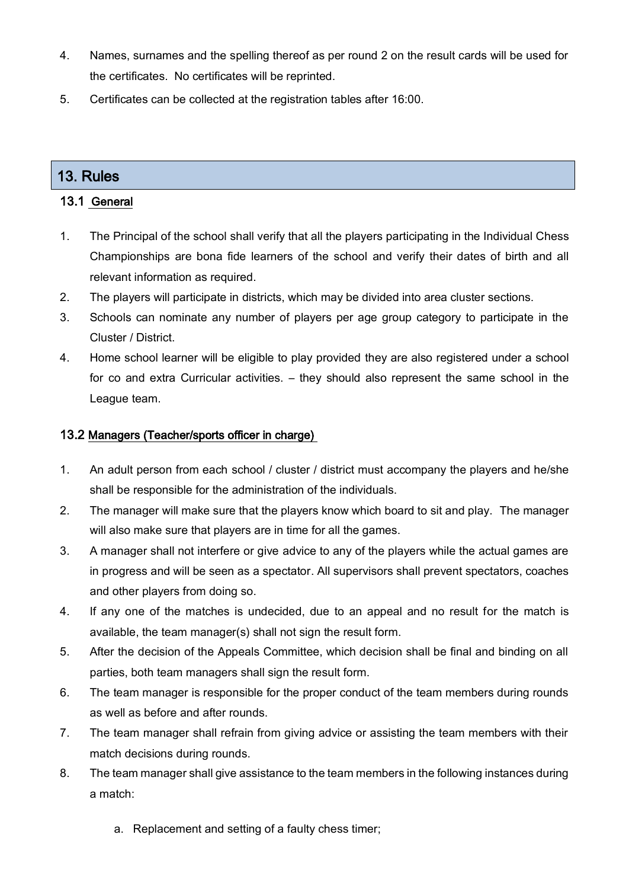4. Names, surnames and the spelling thereof as per round 2 on the result cards will be used for the certificates. No certificates will be reprinted.
5. Certificates can be collected at the registration tables after 16:00.

## 13. Rules

### 13.1 General

1. The Principal of the school shall verify that all the players participating in the Individual Chess Championships are bona fide learners of the school and verify their dates of birth and all relevant information as required.
2. The players will participate in districts, which may be divided into area cluster sections.
3. Schools can nominate any number of players per age group category to participate in the Cluster / District.
4. Home school learner will be eligible to play provided they are also registered under a school for co and extra Curricular activities. – they should also represent the same school in the League team.

### 13.2 Managers (Teacher/sports officer in charge)

1. An adult person from each school / cluster / district must accompany the players and he/she shall be responsible for the administration of the individuals.
2. The manager will make sure that the players know which board to sit and play. The manager will also make sure that players are in time for all the games.
3. A manager shall not interfere or give advice to any of the players while the actual games are in progress and will be seen as a spectator. All supervisors shall prevent spectators, coaches and other players from doing so.
4. If any one of the matches is undecided, due to an appeal and no result for the match is available, the team manager(s) shall not sign the result form.
5. After the decision of the Appeals Committee, which decision shall be final and binding on all parties, both team managers shall sign the result form.
6. The team manager is responsible for the proper conduct of the team members during rounds as well as before and after rounds.
7. The team manager shall refrain from giving advice or assisting the team members with their match decisions during rounds.
8. The team manager shall give assistance to the team members in the following instances during a match:

   a. Replacement and setting of a faulty chess timer;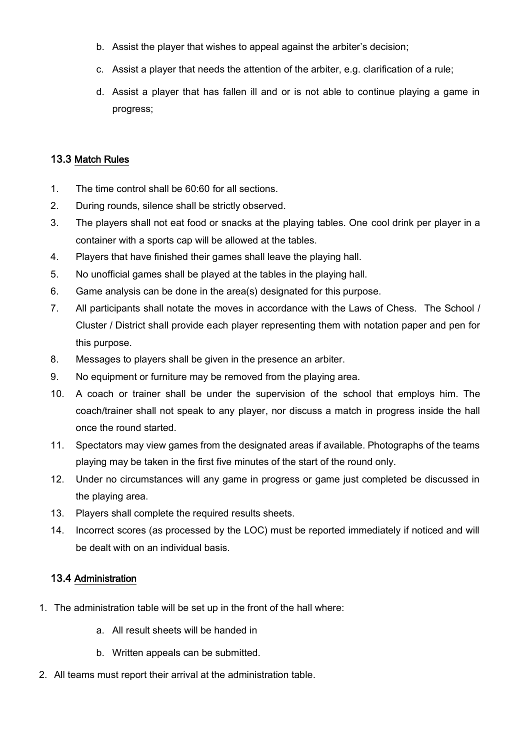b. Assist the player that wishes to appeal against the arbiter's decision;

c. Assist a player that needs the attention of the arbiter, e.g. clarification of a rule;

d. Assist a player that has fallen ill and or is not able to continue playing a game in progress;

### 13.3 Match Rules

1. The time control shall be 60:60 for all sections.
2. During rounds, silence shall be strictly observed.
3. The players shall not eat food or snacks at the playing tables. One cool drink per player in a container with a sports cap will be allowed at the tables.
4. Players that have finished their games shall leave the playing hall.
5. No unofficial games shall be played at the tables in the playing hall.
6. Game analysis can be done in the area(s) designated for this purpose.
7. All participants shall notate the moves in accordance with the Laws of Chess. The School / Cluster / District shall provide each player representing them with notation paper and pen for this purpose.
8. Messages to players shall be given in the presence an arbiter.
9. No equipment or furniture may be removed from the playing area.
10. A coach or trainer shall be under the supervision of the school that employs him. The coach/trainer shall not speak to any player, nor discuss a match in progress inside the hall once the round started.
11. Spectators may view games from the designated areas if available. Photographs of the teams playing may be taken in the first five minutes of the start of the round only.
12. Under no circumstances will any game in progress or game just completed be discussed in the playing area.
13. Players shall complete the required results sheets.
14. Incorrect scores (as processed by the LOC) must be reported immediately if noticed and will be dealt with on an individual basis.

### 13.4 Administration

1. The administration table will be set up in the front of the hall where:
   a. All result sheets will be handed in
   b. Written appeals can be submitted.
2. All teams must report their arrival at the administration table.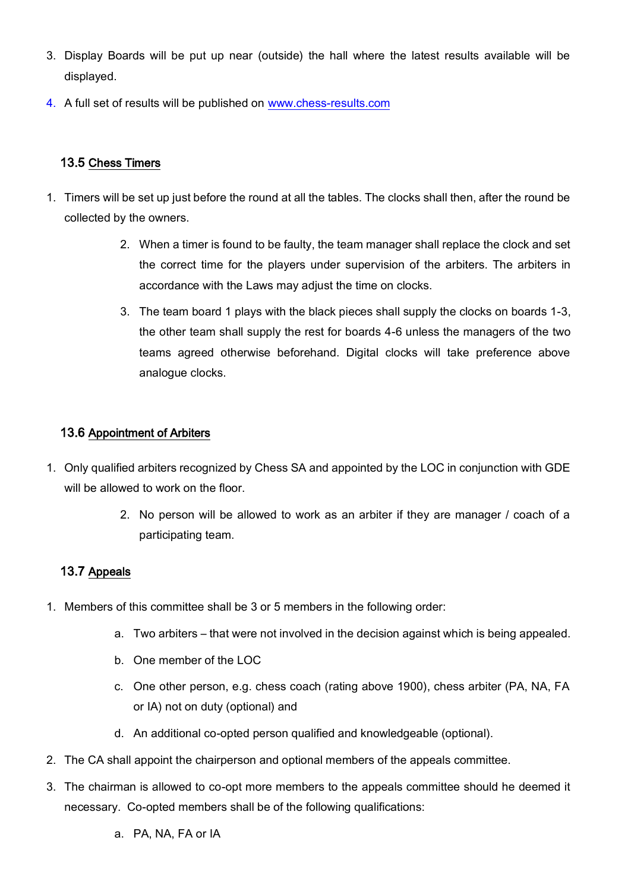3. Display Boards will be put up near (outside) the hall where the latest results available will be displayed.
4. A full set of results will be published on [www.chess-results.com](http://www.chess-results.com)

### 13.5 Chess Timers

1. Timers will be set up just before the round at all the tables. The clocks shall then, after the round be collected by the owners.
2. When a timer is found to be faulty, the team manager shall replace the clock and set the correct time for the players under supervision of the arbiters. The arbiters in accordance with the Laws may adjust the time on clocks.
3. The team board 1 plays with the black pieces shall supply the clocks on boards 1-3, the other team shall supply the rest for boards 4-6 unless the managers of the two teams agreed otherwise beforehand. Digital clocks will take preference above analogue clocks.

### 13.6 Appointment of Arbiters

1. Only qualified arbiters recognized by Chess SA and appointed by the LOC in conjunction with GDE will be allowed to work on the floor.
2. No person will be allowed to work as an arbiter if they are manager / coach of a participating team.

### 13.7 Appeals

1. Members of this committee shall be 3 or 5 members in the following order:
   a. Two arbiters – that were not involved in the decision against which is being appealed.
   b. One member of the LOC
   c. One other person, e.g. chess coach (rating above 1900), chess arbiter (PA, NA, FA or IA) not on duty (optional) and
   d. An additional co-opted person qualified and knowledgeable (optional).
2. The CA shall appoint the chairperson and optional members of the appeals committee.
3. The chairman is allowed to co-opt more members to the appeals committee should he deemed it necessary. Co-opted members shall be of the following qualifications:
   a. PA, NA, FA or IA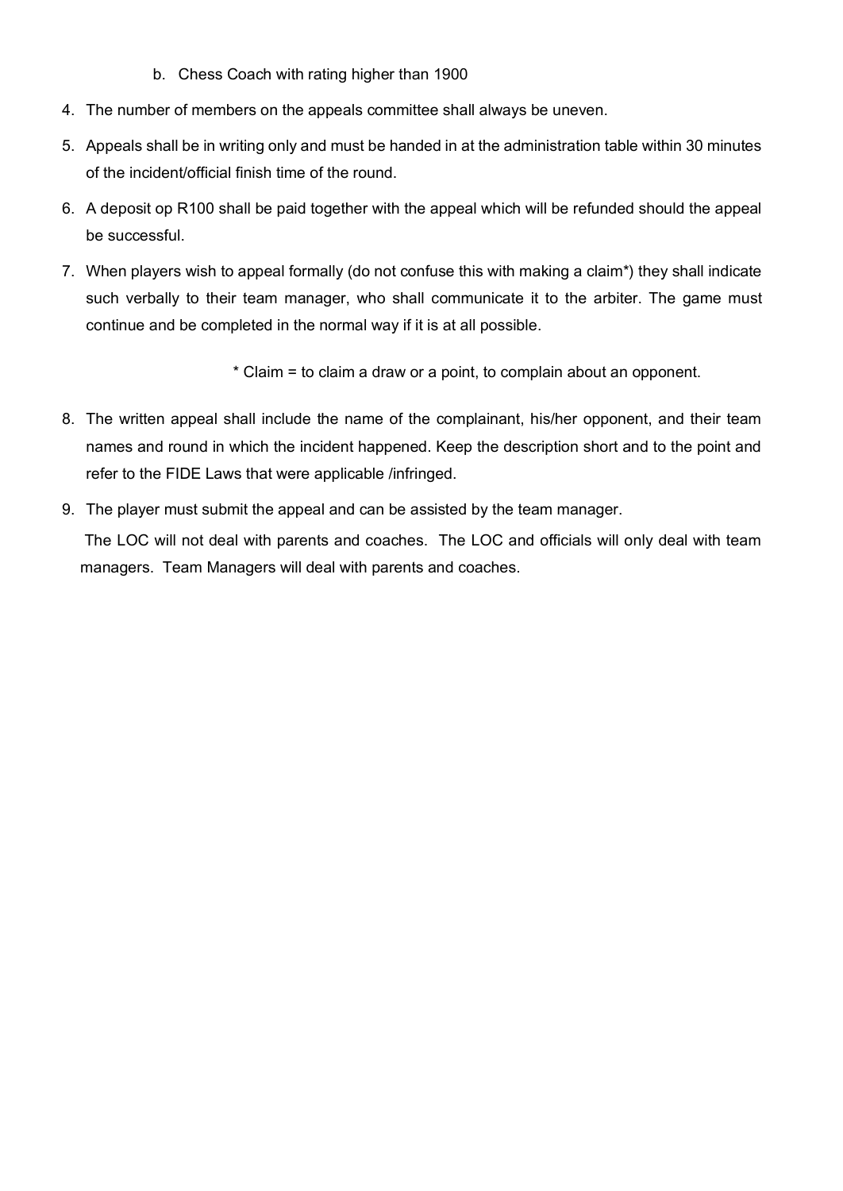b. Chess Coach with rating higher than 1900

4. The number of members on the appeals committee shall always be uneven.
5. Appeals shall be in writing only and must be handed in at the administration table within 30 minutes of the incident/official finish time of the round.
6. A deposit op R100 shall be paid together with the appeal which will be refunded should the appeal be successful.
7. When players wish to appeal formally (do not confuse this with making a claim*) they shall indicate such verbally to their team manager, who shall communicate it to the arbiter. The game must continue and be completed in the normal way if it is at all possible.

   \* Claim = to claim a draw or a point, to complain about an opponent.

8. The written appeal shall include the name of the complainant, his/her opponent, and their team names and round in which the incident happened. Keep the description short and to the point and refer to the FIDE Laws that were applicable /infringed.
9. The player must submit the appeal and can be assisted by the team manager.

The LOC will not deal with parents and coaches. The LOC and officials will only deal with team managers. Team Managers will deal with parents and coaches.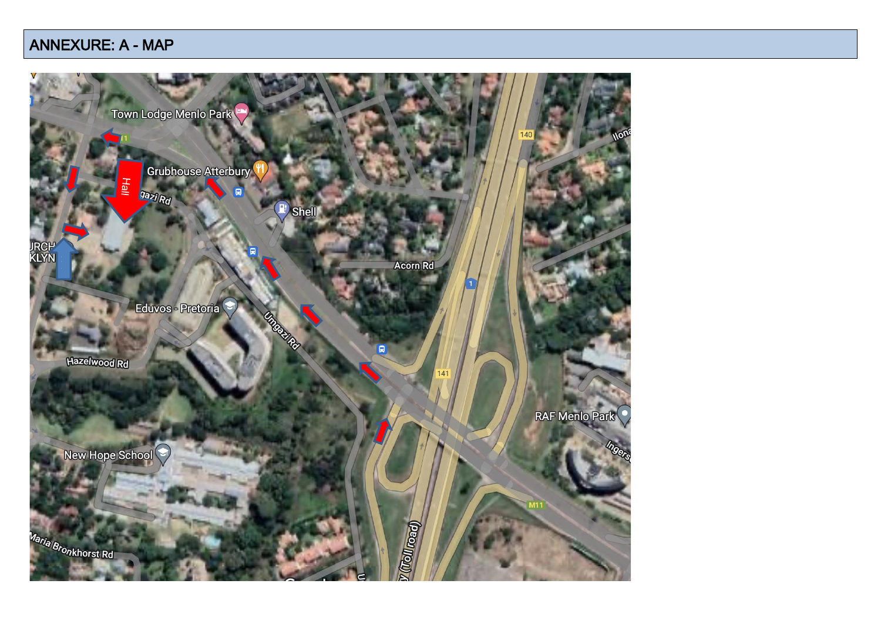## ANNEXURE: A - MAP

Town Lodge Menlo Park

Grubhouse Atterbury

Hall

Shell

Acorn Rd

Eduvos - Pretoria

Umgazi Rd

Hazelwood Rd

RAF Menlo Park

New Hope School

Maria Bronkhorst Rd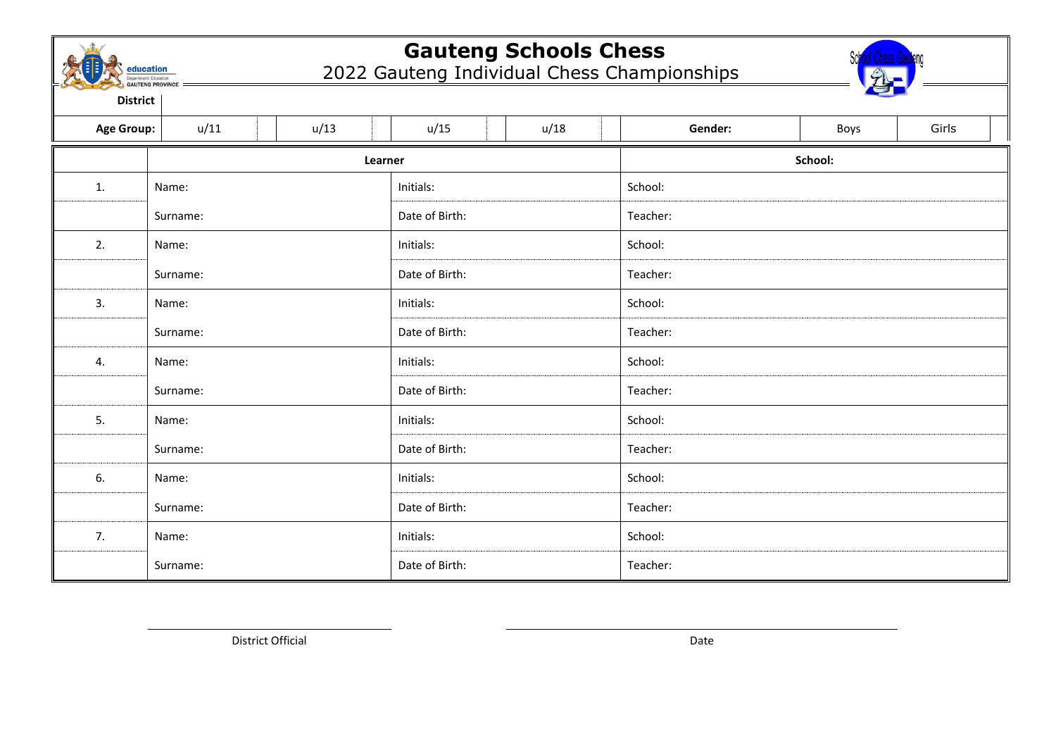# Gauteng Schools Chess

## 2022 Gauteng Individual Chess Championships

| **District** | | | | | | | | | | | | | |
|---|---|---|---|---|---|---|---|---|---|---|---|---|---|
| **Age Group:** | u/11 | | u/13 | | u/15 | | u/18 | | **Gender:** | Boys | Girls | |

| | **Learner** | | **School:** |
|---|---|---|---|
| 1. | Name: | Initials: | School: |
| | Surname: | Date of Birth: | Teacher: |
| 2. | Name: | Initials: | School: |
| | Surname: | Date of Birth: | Teacher: |
| 3. | Name: | Initials: | School: |
| | Surname: | Date of Birth: | Teacher: |
| 4. | Name: | Initials: | School: |
| | Surname: | Date of Birth: | Teacher: |
| 5. | Name: | Initials: | School: |
| | Surname: | Date of Birth: | Teacher: |
| 6. | Name: | Initials: | School: |
| | Surname: | Date of Birth: | Teacher: |
| 7. | Name: | Initials: | School: |
| | Surname: | Date of Birth: | Teacher: |

_______________________________ _______________________________

District Official Date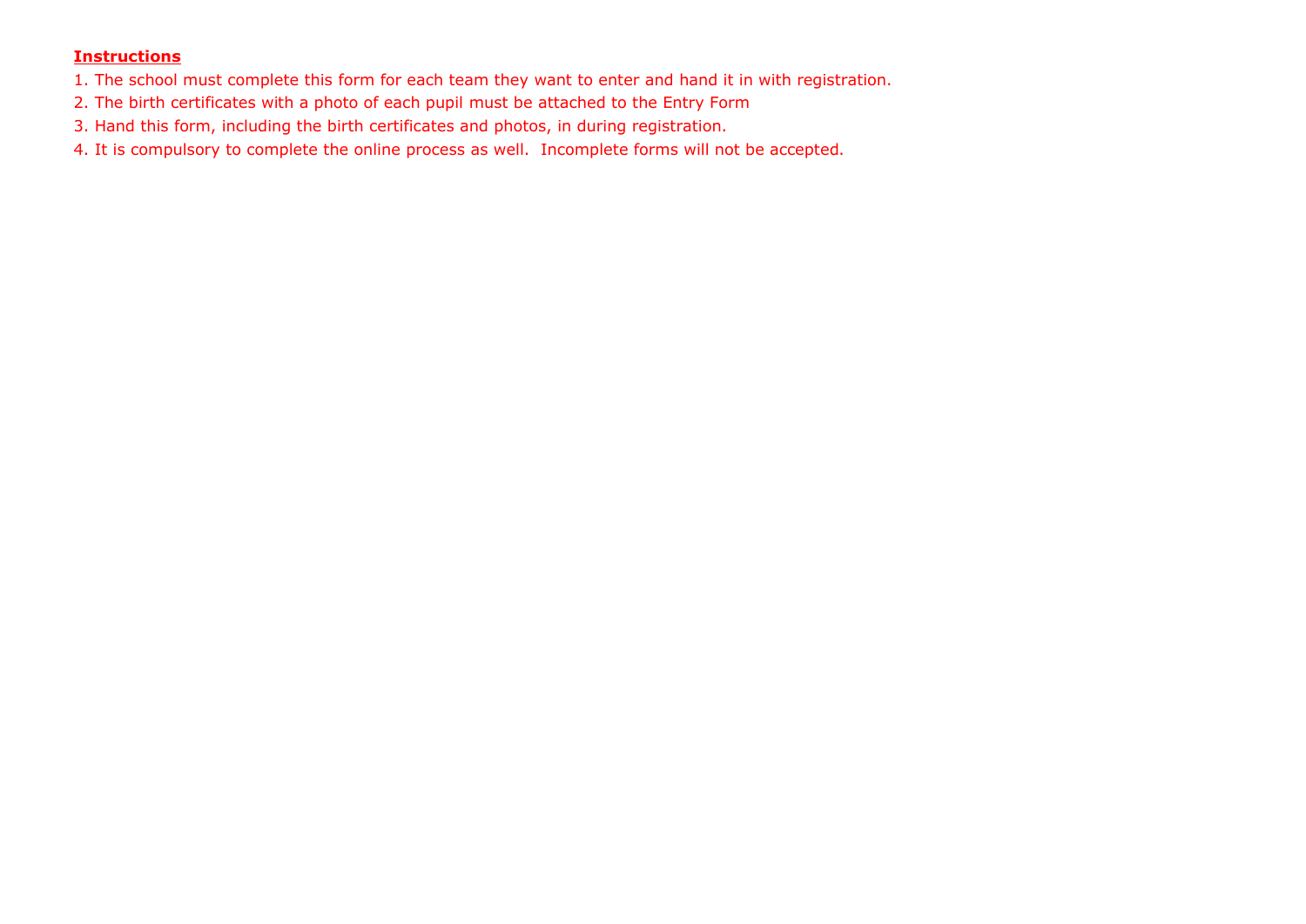**Instructions**

1. The school must complete this form for each team they want to enter and hand it in with registration.
2. The birth certificates with a photo of each pupil must be attached to the Entry Form
3. Hand this form, including the birth certificates and photos, in during registration.
4. It is compulsory to complete the online process as well. Incomplete forms will not be accepted.